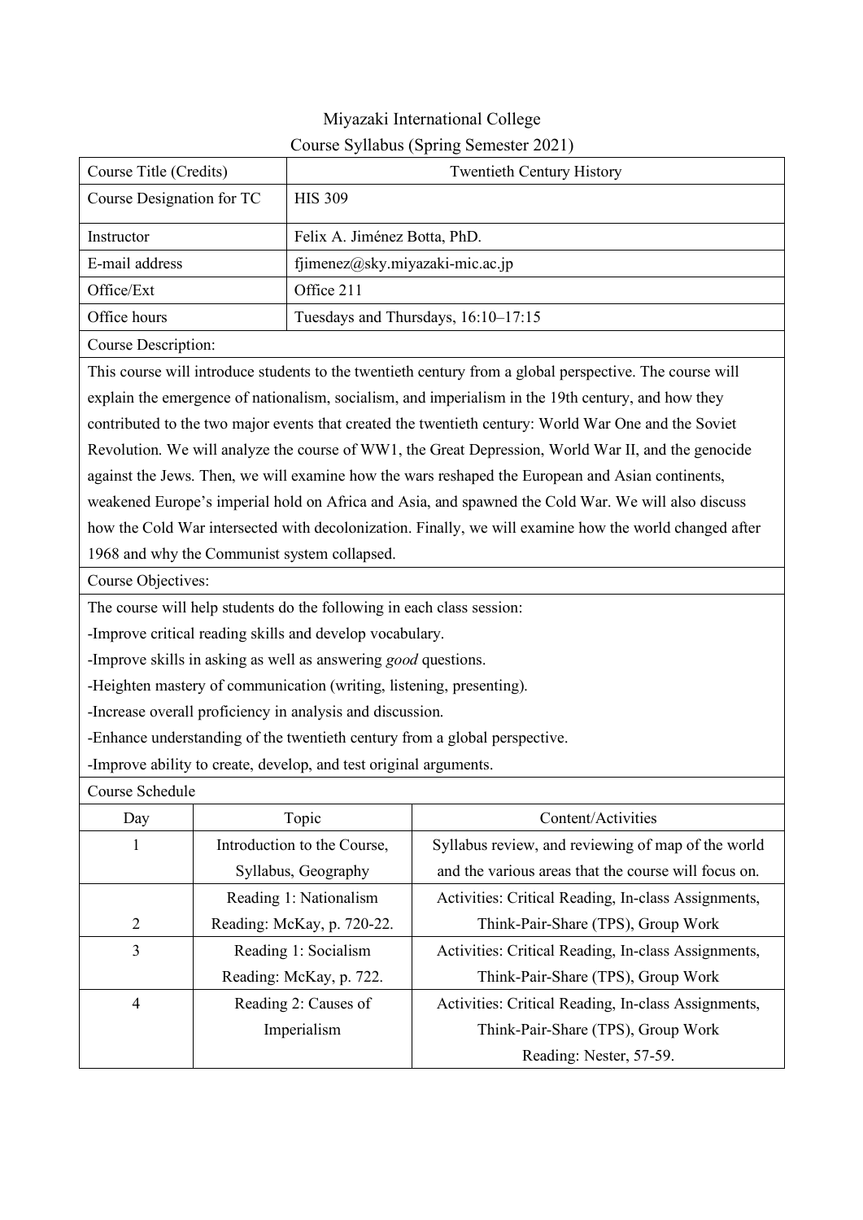Miyazaki International College

Course Syllabus (Spring Semester 2021)

| Course Title (Credits) | Twentieth Century History |
|---|---|
| Course Designation for TC | HIS 309 |
| Instructor | Felix A. Jiménez Botta, PhD. |
| E-mail address | fjimenez@sky.miyazaki-mic.ac.jp |
| Office/Ext | Office 211 |
| Office hours | Tuesdays and Thursdays, 16:10–17:15 |

**Course Description:**

This course will introduce students to the twentieth century from a global perspective. The course will explain the emergence of nationalism, socialism, and imperialism in the 19th century, and how they contributed to the two major events that created the twentieth century: World War One and the Soviet Revolution. We will analyze the course of WW1, the Great Depression, World War II, and the genocide against the Jews. Then, we will examine how the wars reshaped the European and Asian continents, weakened Europe's imperial hold on Africa and Asia, and spawned the Cold War. We will also discuss how the Cold War intersected with decolonization. Finally, we will examine how the world changed after 1968 and why the Communist system collapsed.

**Course Objectives:**

The course will help students do the following in each class session:

- Improve critical reading skills and develop vocabulary.
- Improve skills in asking as well as answering *good* questions.
- Heighten mastery of communication (writing, listening, presenting).
- Increase overall proficiency in analysis and discussion.
- Enhance understanding of the twentieth century from a global perspective.
- Improve ability to create, develop, and test original arguments.

**Course Schedule**

| Day | Topic | Content/Activities |
|---|---|---|
| 1 | Introduction to the Course, Syllabus, Geography | Syllabus review, and reviewing of map of the world and the various areas that the course will focus on. |
| 2 | Reading 1: Nationalism<br>Reading: McKay, p. 720-22. | Activities: Critical Reading, In-class Assignments, Think-Pair-Share (TPS), Group Work |
| 3 | Reading 1: Socialism<br>Reading: McKay, p. 722. | Activities: Critical Reading, In-class Assignments, Think-Pair-Share (TPS), Group Work |
| 4 | Reading 2: Causes of Imperialism | Activities: Critical Reading, In-class Assignments, Think-Pair-Share (TPS), Group Work<br>Reading: Nester, 57-59. |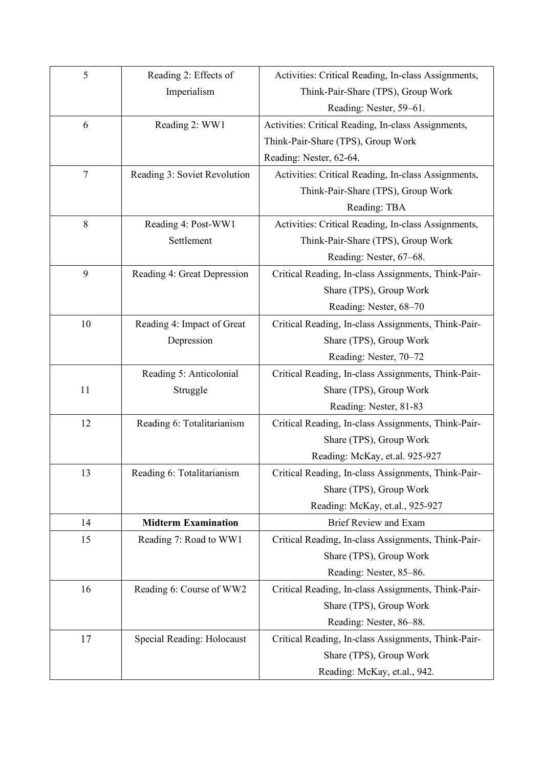| 5 | Reading 2: Effects of Imperialism | Activities: Critical Reading, In-class Assignments, Think-Pair-Share (TPS), Group Work<br>Reading: Nester, 59–61. |
|---|---|---|
| 6 | Reading 2: WW1 | Activities: Critical Reading, In-class Assignments, Think-Pair-Share (TPS), Group Work<br>Reading: Nester, 62-64. |
| 7 | Reading 3: Soviet Revolution | Activities: Critical Reading, In-class Assignments, Think-Pair-Share (TPS), Group Work<br>Reading: TBA |
| 8 | Reading 4: Post-WW1 Settlement | Activities: Critical Reading, In-class Assignments, Think-Pair-Share (TPS), Group Work<br>Reading: Nester, 67–68. |
| 9 | Reading 4: Great Depression | Critical Reading, In-class Assignments, Think-Pair-Share (TPS), Group Work<br>Reading: Nester, 68–70 |
| 10 | Reading 4: Impact of Great Depression | Critical Reading, In-class Assignments, Think-Pair-Share (TPS), Group Work<br>Reading: Nester, 70–72 |
| 11 | Reading 5: Anticolonial Struggle | Critical Reading, In-class Assignments, Think-Pair-Share (TPS), Group Work<br>Reading: Nester, 81-83 |
| 12 | Reading 6: Totalitarianism | Critical Reading, In-class Assignments, Think-Pair-Share (TPS), Group Work<br>Reading: McKay, et.al. 925-927 |
| 13 | Reading 6: Totalitarianism | Critical Reading, In-class Assignments, Think-Pair-Share (TPS), Group Work<br>Reading: McKay, et.al., 925-927 |
| 14 | **Midterm Examination** | Brief Review and Exam |
| 15 | Reading 7: Road to WW1 | Critical Reading, In-class Assignments, Think-Pair-Share (TPS), Group Work<br>Reading: Nester, 85–86. |
| 16 | Reading 6: Course of WW2 | Critical Reading, In-class Assignments, Think-Pair-Share (TPS), Group Work<br>Reading: Nester, 86–88. |
| 17 | Special Reading: Holocaust | Critical Reading, In-class Assignments, Think-Pair-Share (TPS), Group Work<br>Reading: McKay, et.al., 942. |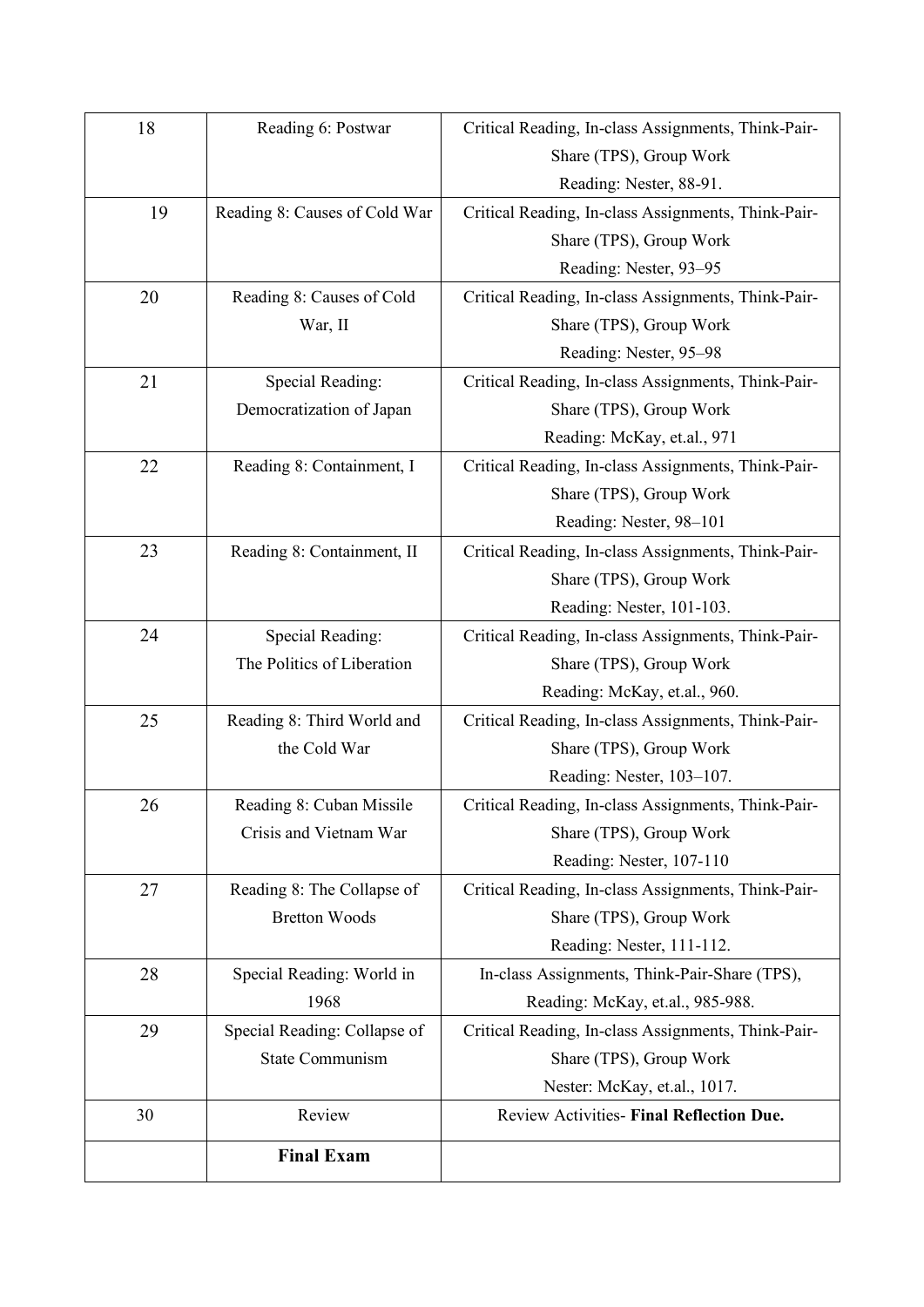| 18 | Reading 6: Postwar | Critical Reading, In-class Assignments, Think-Pair-Share (TPS), Group Work Reading: Nester, 88-91. |
|---|---|---|
| 19 | Reading 8: Causes of Cold War | Critical Reading, In-class Assignments, Think-Pair-Share (TPS), Group Work Reading: Nester, 93–95 |
| 20 | Reading 8: Causes of Cold War, II | Critical Reading, In-class Assignments, Think-Pair-Share (TPS), Group Work Reading: Nester, 95–98 |
| 21 | Special Reading: Democratization of Japan | Critical Reading, In-class Assignments, Think-Pair-Share (TPS), Group Work Reading: McKay, et.al., 971 |
| 22 | Reading 8: Containment, I | Critical Reading, In-class Assignments, Think-Pair-Share (TPS), Group Work Reading: Nester, 98–101 |
| 23 | Reading 8: Containment, II | Critical Reading, In-class Assignments, Think-Pair-Share (TPS), Group Work Reading: Nester, 101-103. |
| 24 | Special Reading: The Politics of Liberation | Critical Reading, In-class Assignments, Think-Pair-Share (TPS), Group Work Reading: McKay, et.al., 960. |
| 25 | Reading 8: Third World and the Cold War | Critical Reading, In-class Assignments, Think-Pair-Share (TPS), Group Work Reading: Nester, 103–107. |
| 26 | Reading 8: Cuban Missile Crisis and Vietnam War | Critical Reading, In-class Assignments, Think-Pair-Share (TPS), Group Work Reading: Nester, 107-110 |
| 27 | Reading 8: The Collapse of Bretton Woods | Critical Reading, In-class Assignments, Think-Pair-Share (TPS), Group Work Reading: Nester, 111-112. |
| 28 | Special Reading: World in 1968 | In-class Assignments, Think-Pair-Share (TPS), Reading: McKay, et.al., 985-988. |
| 29 | Special Reading: Collapse of State Communism | Critical Reading, In-class Assignments, Think-Pair-Share (TPS), Group Work Nester: McKay, et.al., 1017. |
| 30 | Review | Review Activities- **Final Reflection Due.** |
| | **Final Exam** | |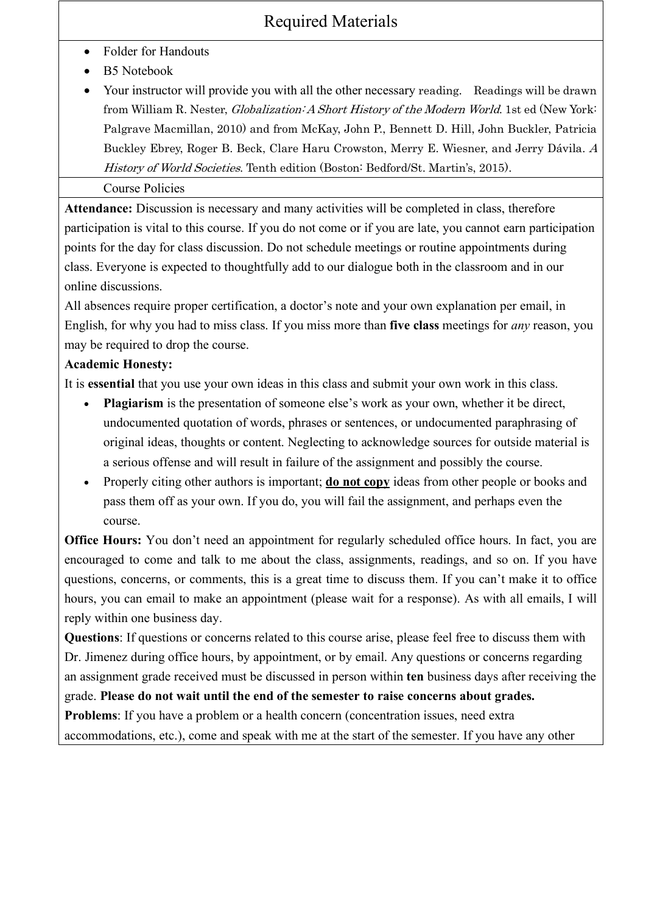## Required Materials

- Folder for Handouts
- B5 Notebook
- Your instructor will provide you with all the other necessary reading. Readings will be drawn from William R. Nester, *Globalization: A Short History of the Modern World*. 1st ed (New York: Palgrave Macmillan, 2010) and from McKay, John P., Bennett D. Hill, John Buckler, Patricia Buckley Ebrey, Roger B. Beck, Clare Haru Crowston, Merry E. Wiesner, and Jerry Dávila. *A History of World Societies*. Tenth edition (Boston: Bedford/St. Martin's, 2015).

## Course Policies

**Attendance:** Discussion is necessary and many activities will be completed in class, therefore participation is vital to this course. If you do not come or if you are late, you cannot earn participation points for the day for class discussion. Do not schedule meetings or routine appointments during class. Everyone is expected to thoughtfully add to our dialogue both in the classroom and in our online discussions.

All absences require proper certification, a doctor's note and your own explanation per email, in English, for why you had to miss class. If you miss more than **five class** meetings for *any* reason, you may be required to drop the course.

**Academic Honesty:**

It is **essential** that you use your own ideas in this class and submit your own work in this class.

- **Plagiarism** is the presentation of someone else's work as your own, whether it be direct, undocumented quotation of words, phrases or sentences, or undocumented paraphrasing of original ideas, thoughts or content. Neglecting to acknowledge sources for outside material is a serious offense and will result in failure of the assignment and possibly the course.
- Properly citing other authors is important; **do not copy** ideas from other people or books and pass them off as your own. If you do, you will fail the assignment, and perhaps even the course.

**Office Hours:** You don't need an appointment for regularly scheduled office hours. In fact, you are encouraged to come and talk to me about the class, assignments, readings, and so on. If you have questions, concerns, or comments, this is a great time to discuss them. If you can't make it to office hours, you can email to make an appointment (please wait for a response). As with all emails, I will reply within one business day.

**Questions**: If questions or concerns related to this course arise, please feel free to discuss them with Dr. Jimenez during office hours, by appointment, or by email. Any questions or concerns regarding an assignment grade received must be discussed in person within **ten** business days after receiving the grade. **Please do not wait until the end of the semester to raise concerns about grades.**

**Problems**: If you have a problem or a health concern (concentration issues, need extra accommodations, etc.), come and speak with me at the start of the semester. If you have any other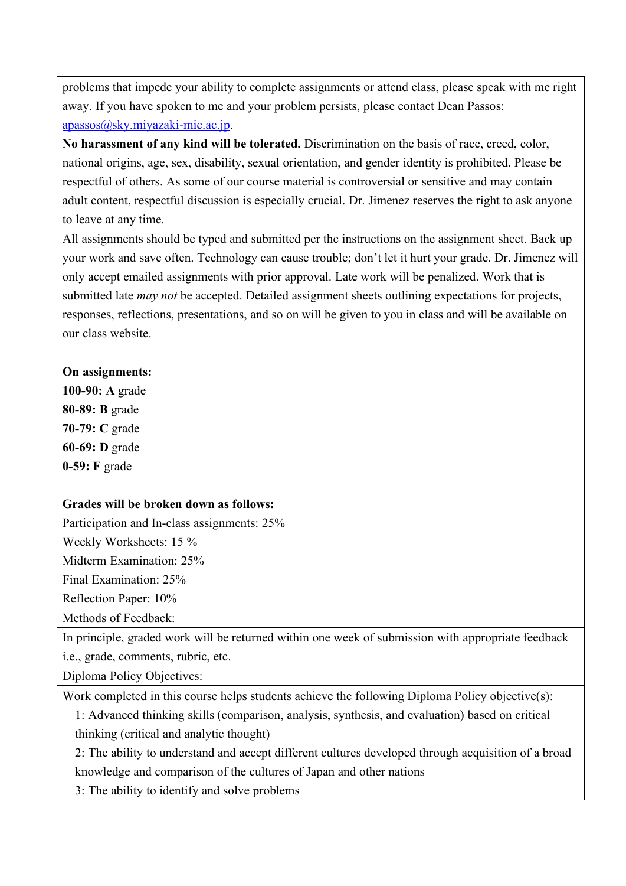problems that impede your ability to complete assignments or attend class, please speak with me right away. If you have spoken to me and your problem persists, please contact Dean Passos: [apassos@sky.miyazaki-mic.ac.jp](mailto:apassos@sky.miyazaki-mic.ac.jp).

**No harassment of any kind will be tolerated.** Discrimination on the basis of race, creed, color, national origins, age, sex, disability, sexual orientation, and gender identity is prohibited. Please be respectful of others. As some of our course material is controversial or sensitive and may contain adult content, respectful discussion is especially crucial. Dr. Jimenez reserves the right to ask anyone to leave at any time.

All assignments should be typed and submitted per the instructions on the assignment sheet. Back up your work and save often. Technology can cause trouble; don't let it hurt your grade. Dr. Jimenez will only accept emailed assignments with prior approval. Late work will be penalized. Work that is submitted late *may not* be accepted. Detailed assignment sheets outlining expectations for projects, responses, reflections, presentations, and so on will be given to you in class and will be available on our class website.

**On assignments:**
**100-90: A** grade
**80-89: B** grade
**70-79: C** grade
**60-69: D** grade
**0-59: F** grade

**Grades will be broken down as follows:**
Participation and In-class assignments: 25%
Weekly Worksheets: 15 %
Midterm Examination: 25%
Final Examination: 25%
Reflection Paper: 10%

Methods of Feedback:

In principle, graded work will be returned within one week of submission with appropriate feedback i.e., grade, comments, rubric, etc.

Diploma Policy Objectives:

Work completed in this course helps students achieve the following Diploma Policy objective(s):

1: Advanced thinking skills (comparison, analysis, synthesis, and evaluation) based on critical thinking (critical and analytic thought)

2: The ability to understand and accept different cultures developed through acquisition of a broad knowledge and comparison of the cultures of Japan and other nations

3: The ability to identify and solve problems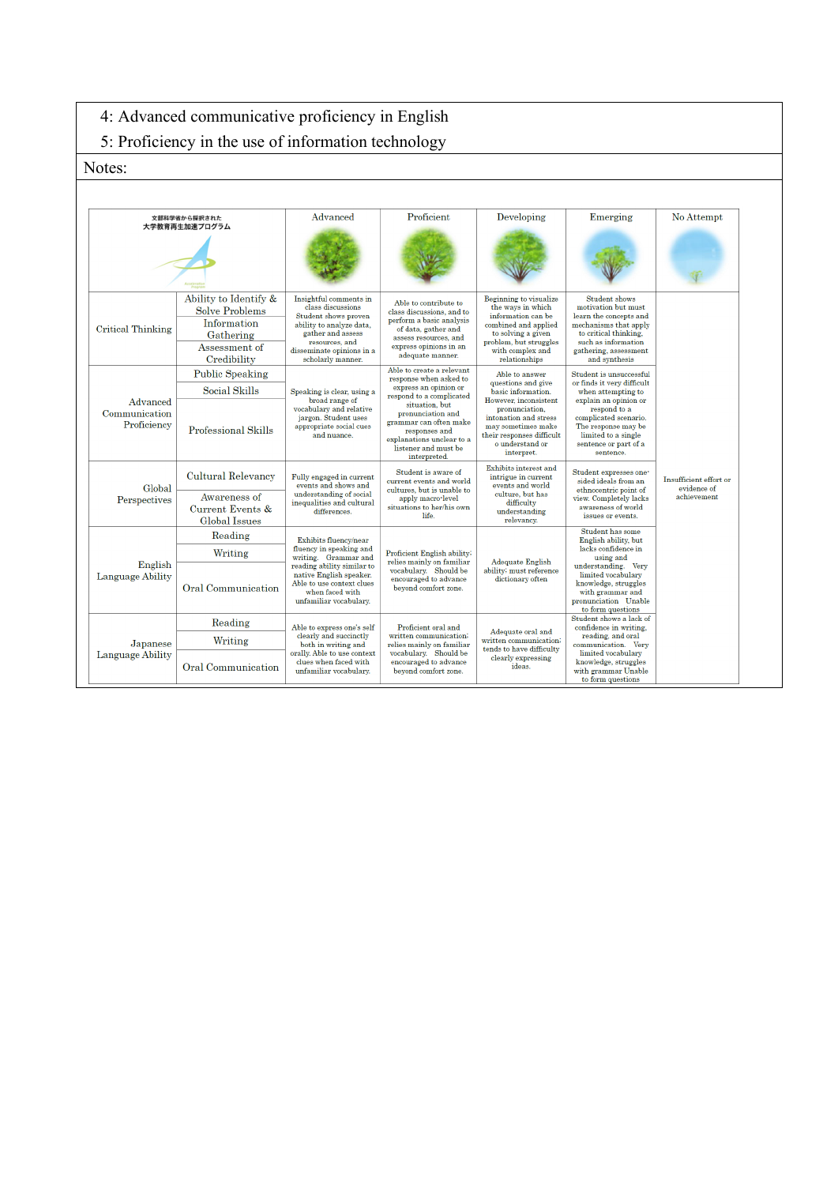4: Advanced communicative proficiency in English

5: Proficiency in the use of information technology

Notes:

| 文部科学省から採択された 大学教育再生加速プログラム | | Advanced | Proficient | Developing | Emerging | No Attempt |
|---|---|---|---|---|---|---|
| Critical Thinking | Ability to Identify & Solve Problems<br>Information Gathering<br>Assessment of Credibility | Insightful comments in class discussions Student shows proven ability to analyze data, gather and assess resources, and disseminate opinions in a scholarly manner. | Able to contribute to class discussions, and to perform a basic analysis of data, gather and assess resources, and express opinions in an adequate manner. | Beginning to visualize the ways in which information can be combined and applied to solving a given problem, but struggles with complex and relationships | Student shows motivation but must learn the concepts and mechanisms that apply to critical thinking, such as information gathering, assessment and synthesis | Insufficient effort or evidence of achievement |
| Advanced Communication Proficiency | Public Speaking<br>Social Skills<br>Professional Skills | Speaking is clear, using a broad range of vocabulary and relative jargon. Student uses appropriate social cues and nuance. | Able to create a relevant response when asked to express an opinion or respond to a complicated situation, but pronunciation and grammar can often make responses and explanations unclear to a listener and must be interpreted. | Able to answer questions and give basic information. However, inconsistent pronunciation, intonation and stress may sometimes make their responses difficult o understand or interpret. | Student is unsuccessful or finds it very difficult when attempting to explain an opinion or respond to a complicated scenario. The response may be limited to a single sentence or part of a sentence. | |
| Global Perspectives | Cultural Relevancy<br>Awareness of Current Events & Global Issues | Fully engaged in current events and shows and understanding of social inequalities and cultural differences. | Student is aware of current events and world cultures, but is unable to apply macro-level situations to her/his own life. | Exhibits interest and intrigue in current events and world culture, but has difficulty understanding relevancy. | Student expresses one-sided ideals from an ethnocentric point of view. Completely lacks awareness of world issues or events. | |
| English Language Ability | Reading<br>Writing<br>Oral Communication | Exhibits fluency/near fluency in speaking and writing. Grammar and reading ability similar to native English speaker. Able to use context clues when faced with unfamiliar vocabulary. | Proficient English ability: relies mainly on familiar vocabulary. Should be encouraged to advance beyond comfort zone. | Adequate English ability: must reference dictionary often | Student has some English ability, but lacks confidence in using and understanding. Very limited vocabulary knowledge, struggles with grammar and pronunciation Unable to form questions | |
| Japanese Language Ability | Reading<br>Writing<br>Oral Communication | Able to express one's self clearly and succinctly both in writing and orally. Able to use context clues when faced with unfamiliar vocabulary. | Proficient oral and written communication: relies mainly on familiar vocabulary. Should be encouraged to advance beyond comfort zone. | Adequate oral and written communication: tends to have difficulty clearly expressing ideas. | Student shows a lack of confidence in writing, reading, and oral communication. Very limited vocabulary knowledge, struggles with grammar Unable to form questions | |